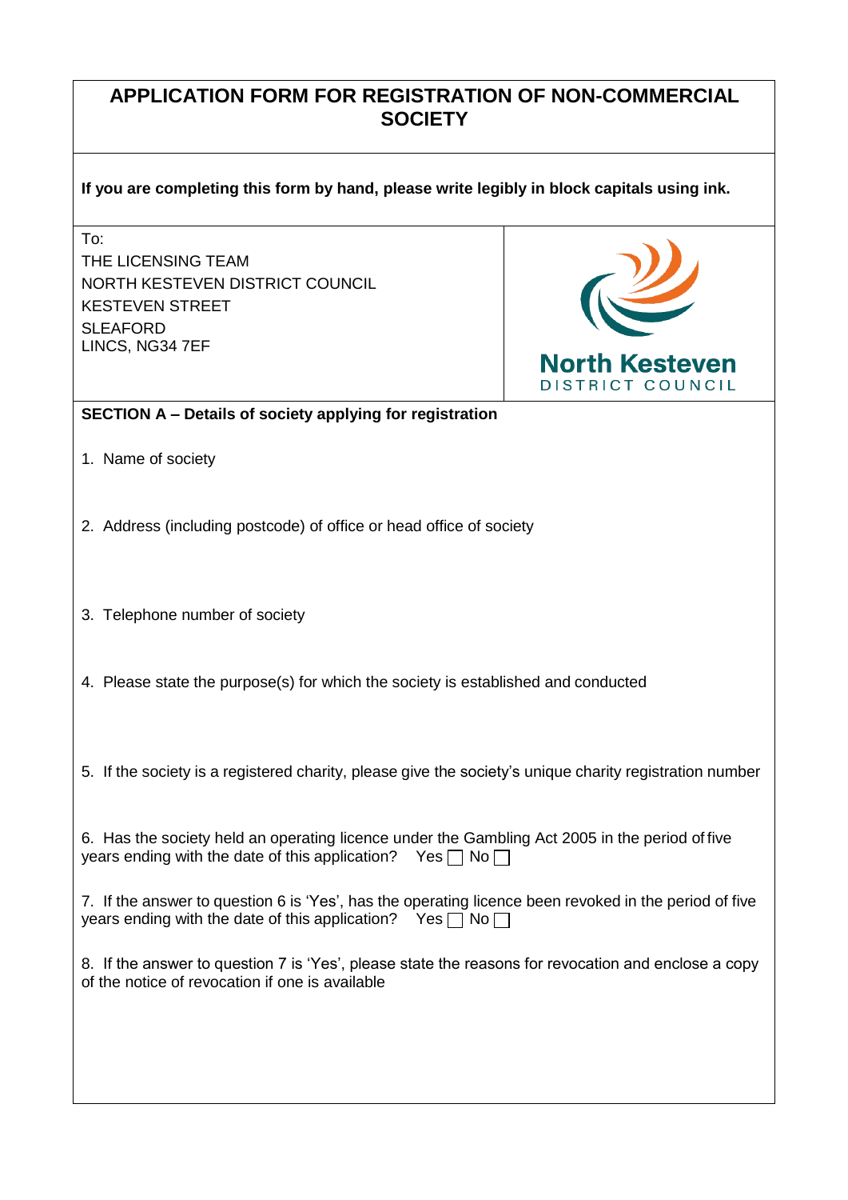# APPLICATION FORM FOR REGISTRATION OF NON-COMMERCIAL SOCIETY

**If you are completing this form by hand, please write legibly in block capitals using ink.**

To:
THE LICENSING TEAM
NORTH KESTEVEN DISTRICT COUNCIL
KESTEVEN STREET
SLEAFORD
LINCS, NG34 7EF

North Kesteven
DISTRICT COUNCIL

**SECTION A – Details of society applying for registration**

1. Name of society

2. Address (including postcode) of office or head office of society

3. Telephone number of society

4. Please state the purpose(s) for which the society is established and conducted

5. If the society is a registered charity, please give the society's unique charity registration number

6. Has the society held an operating licence under the Gambling Act 2005 in the period of five years ending with the date of this application? Yes ☐ No ☐

7. If the answer to question 6 is 'Yes', has the operating licence been revoked in the period of five years ending with the date of this application? Yes ☐ No ☐

8. If the answer to question 7 is 'Yes', please state the reasons for revocation and enclose a copy of the notice of revocation if one is available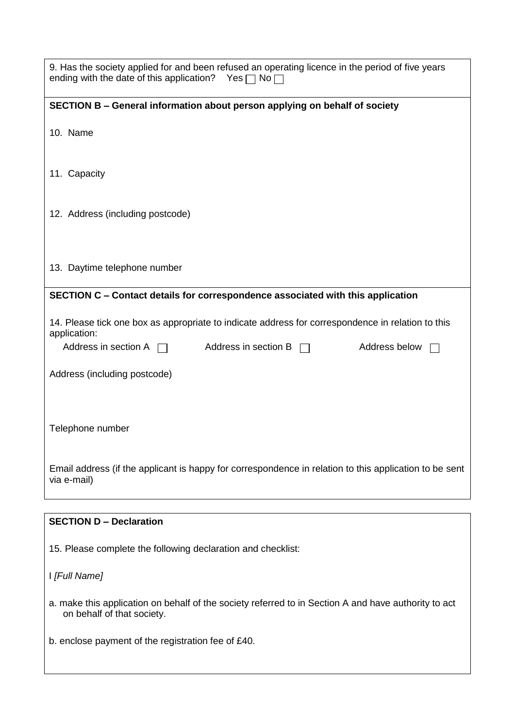9. Has the society applied for and been refused an operating licence in the period of five years ending with the date of this application? Yes ☐ No ☐

**SECTION B – General information about person applying on behalf of society**

10. Name

11. Capacity

12. Address (including postcode)

13. Daytime telephone number

**SECTION C – Contact details for correspondence associated with this application**

14. Please tick one box as appropriate to indicate address for correspondence in relation to this application:

Address in section A ☐ Address in section B ☐ Address below ☐

Address (including postcode)

Telephone number

Email address (if the applicant is happy for correspondence in relation to this application to be sent via e-mail)

**SECTION D – Declaration**

15. Please complete the following declaration and checklist:

I *[Full Name]*

a. make this application on behalf of the society referred to in Section A and have authority to act on behalf of that society.

b. enclose payment of the registration fee of £40.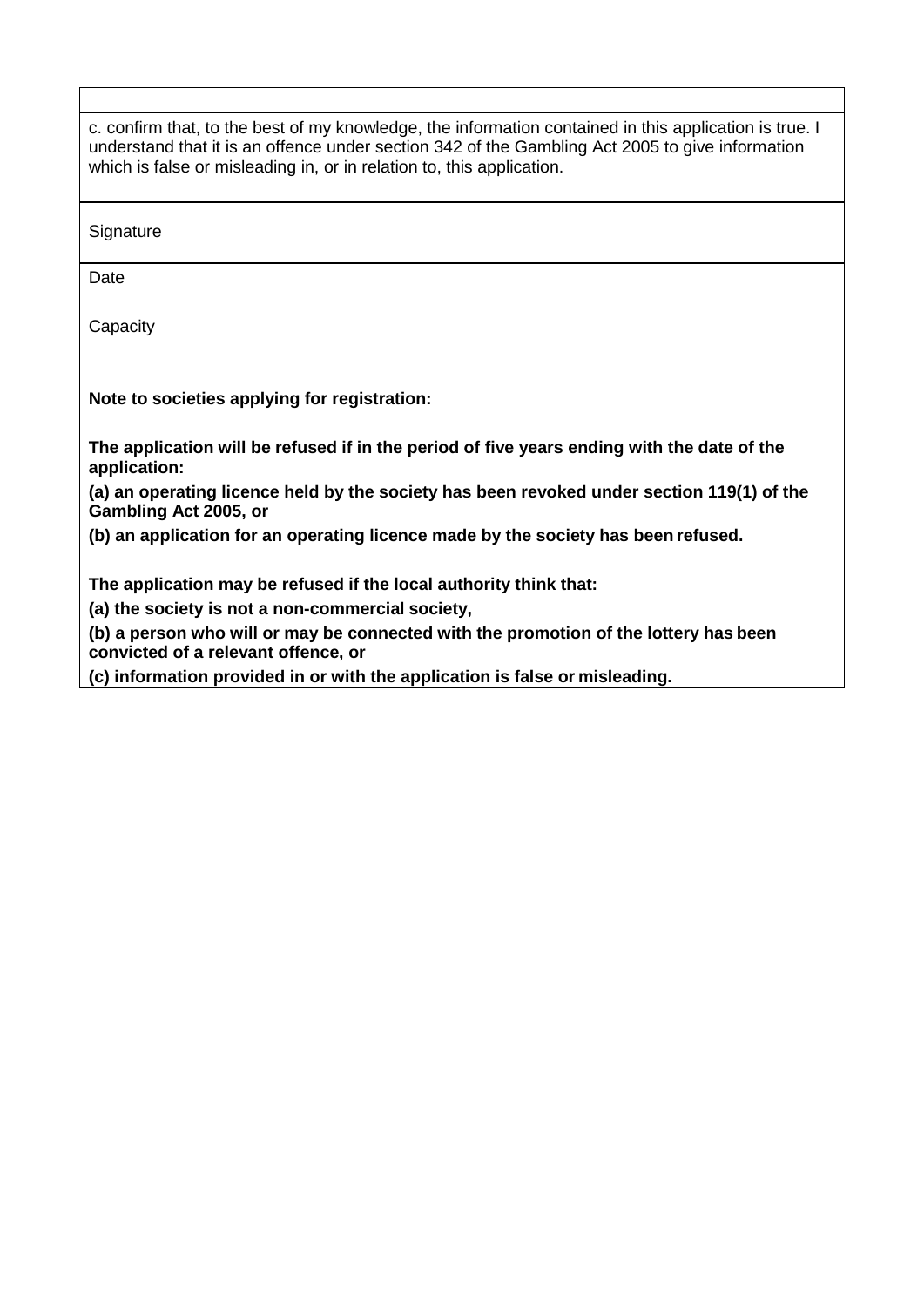c. confirm that, to the best of my knowledge, the information contained in this application is true. I understand that it is an offence under section 342 of the Gambling Act 2005 to give information which is false or misleading in, or in relation to, this application.

Signature

Date

Capacity

**Note to societies applying for registration:**

**The application will be refused if in the period of five years ending with the date of the application:**

**(a) an operating licence held by the society has been revoked under section 119(1) of the Gambling Act 2005, or**

**(b) an application for an operating licence made by the society has been refused.**

**The application may be refused if the local authority think that:**

**(a) the society is not a non-commercial society,**

**(b) a person who will or may be connected with the promotion of the lottery has been convicted of a relevant offence, or**

**(c) information provided in or with the application is false or misleading.**